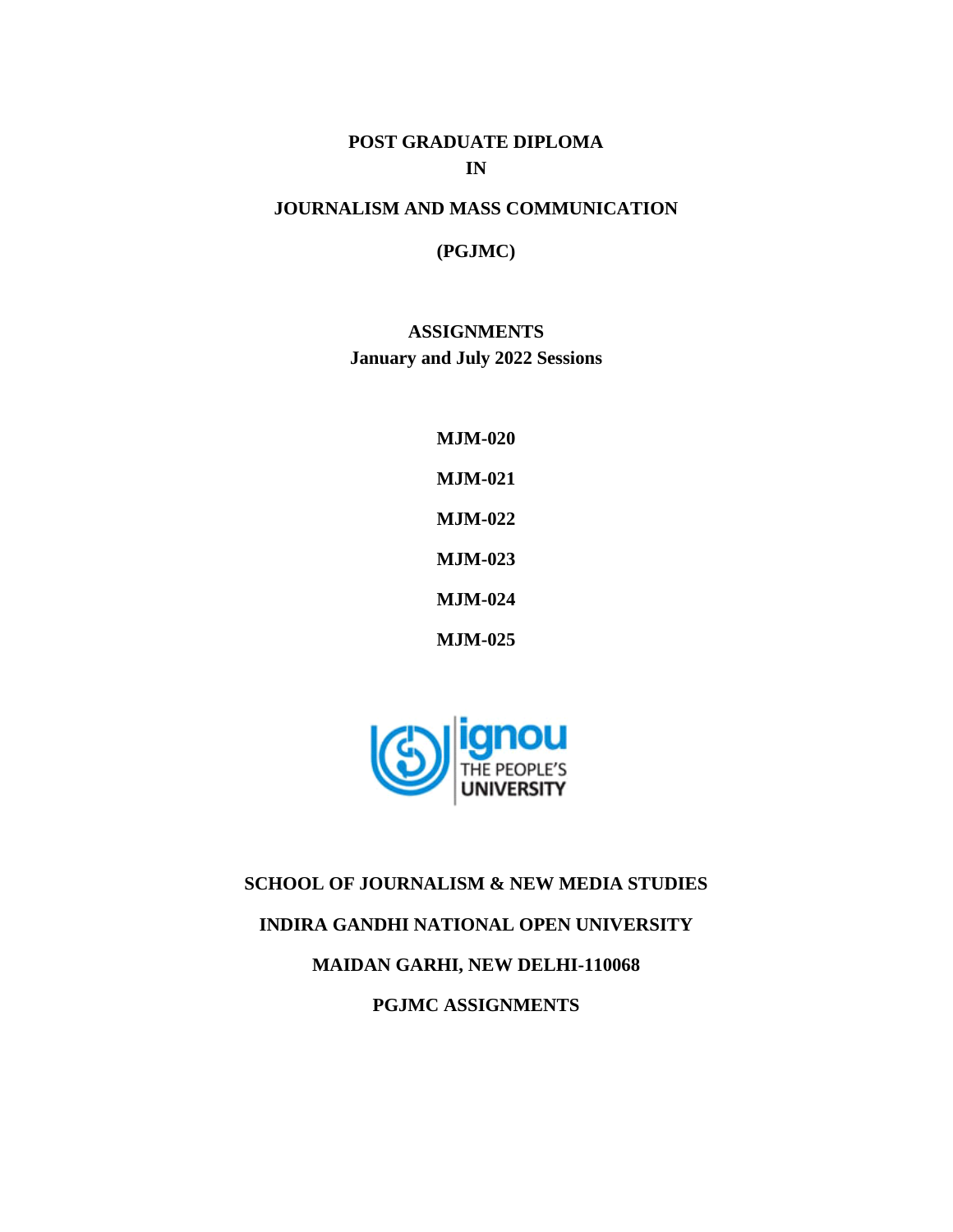# POST GRADUATE DIPLOMA IN JOURNALISM AND MASS COMMUNICATION

## (PGJMC)

## ASSIGNMENTS

**January and July 2022 Sessions**

**MJM-020**

**MJM-021**

**MJM-022**

**MJM-023**

**MJM-024**

**MJM-025**

**SCHOOL OF JOURNALISM & NEW MEDIA STUDIES**

**INDIRA GANDHI NATIONAL OPEN UNIVERSITY**

**MAIDAN GARHI, NEW DELHI-110068**

**PGJMC ASSIGNMENTS**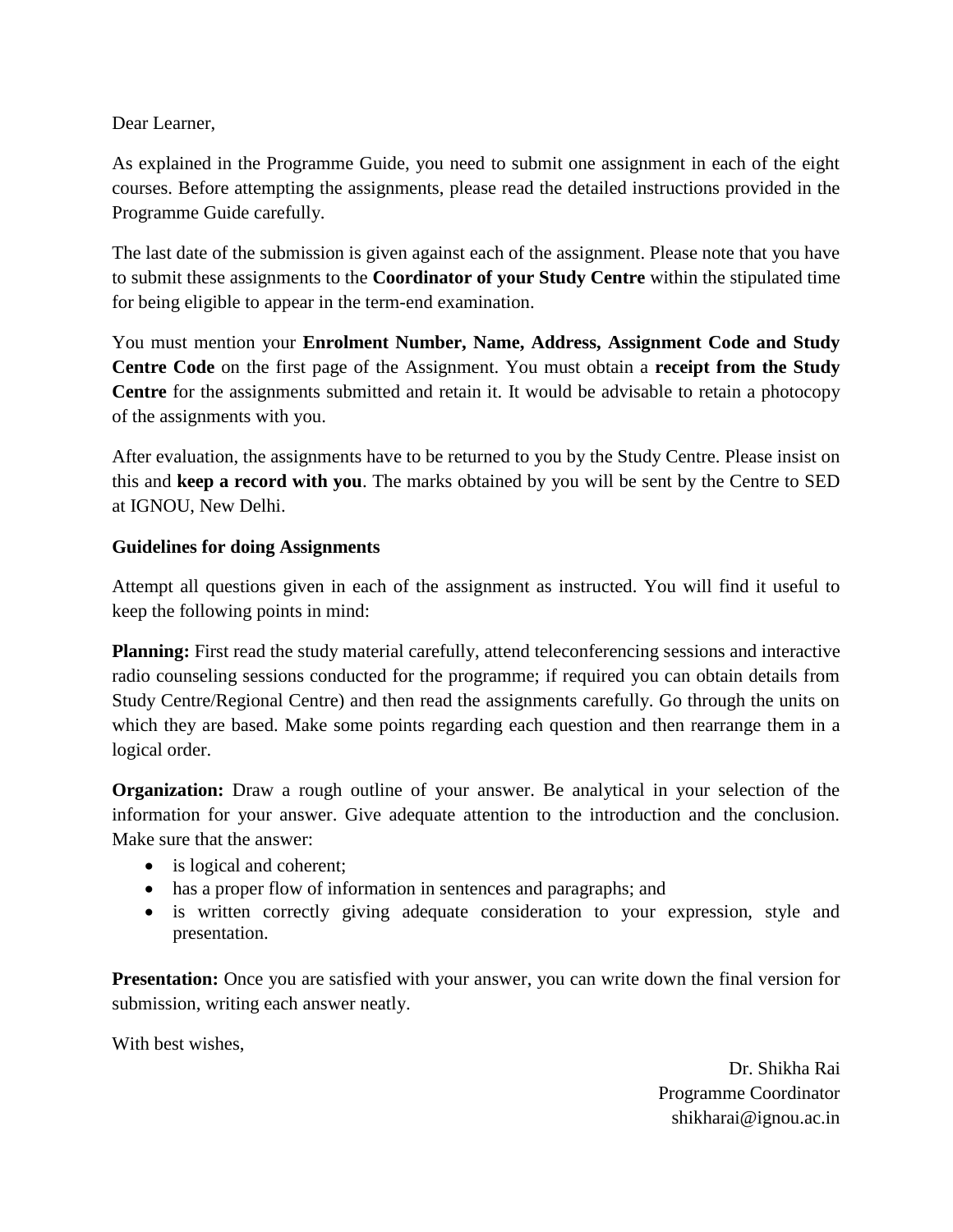Dear Learner,

As explained in the Programme Guide, you need to submit one assignment in each of the eight courses. Before attempting the assignments, please read the detailed instructions provided in the Programme Guide carefully.

The last date of the submission is given against each of the assignment. Please note that you have to submit these assignments to the **Coordinator of your Study Centre** within the stipulated time for being eligible to appear in the term-end examination.

You must mention your **Enrolment Number, Name, Address, Assignment Code and Study Centre Code** on the first page of the Assignment. You must obtain a **receipt from the Study Centre** for the assignments submitted and retain it. It would be advisable to retain a photocopy of the assignments with you.

After evaluation, the assignments have to be returned to you by the Study Centre. Please insist on this and **keep a record with you**. The marks obtained by you will be sent by the Centre to SED at IGNOU, New Delhi.

**Guidelines for doing Assignments**

Attempt all questions given in each of the assignment as instructed. You will find it useful to keep the following points in mind:

**Planning:** First read the study material carefully, attend teleconferencing sessions and interactive radio counseling sessions conducted for the programme; if required you can obtain details from Study Centre/Regional Centre) and then read the assignments carefully. Go through the units on which they are based. Make some points regarding each question and then rearrange them in a logical order.

**Organization:** Draw a rough outline of your answer. Be analytical in your selection of the information for your answer. Give adequate attention to the introduction and the conclusion. Make sure that the answer:

- is logical and coherent;
- has a proper flow of information in sentences and paragraphs; and
- is written correctly giving adequate consideration to your expression, style and presentation.

**Presentation:** Once you are satisfied with your answer, you can write down the final version for submission, writing each answer neatly.

With best wishes,

Dr. Shikha Rai
Programme Coordinator
shikharai@ignou.ac.in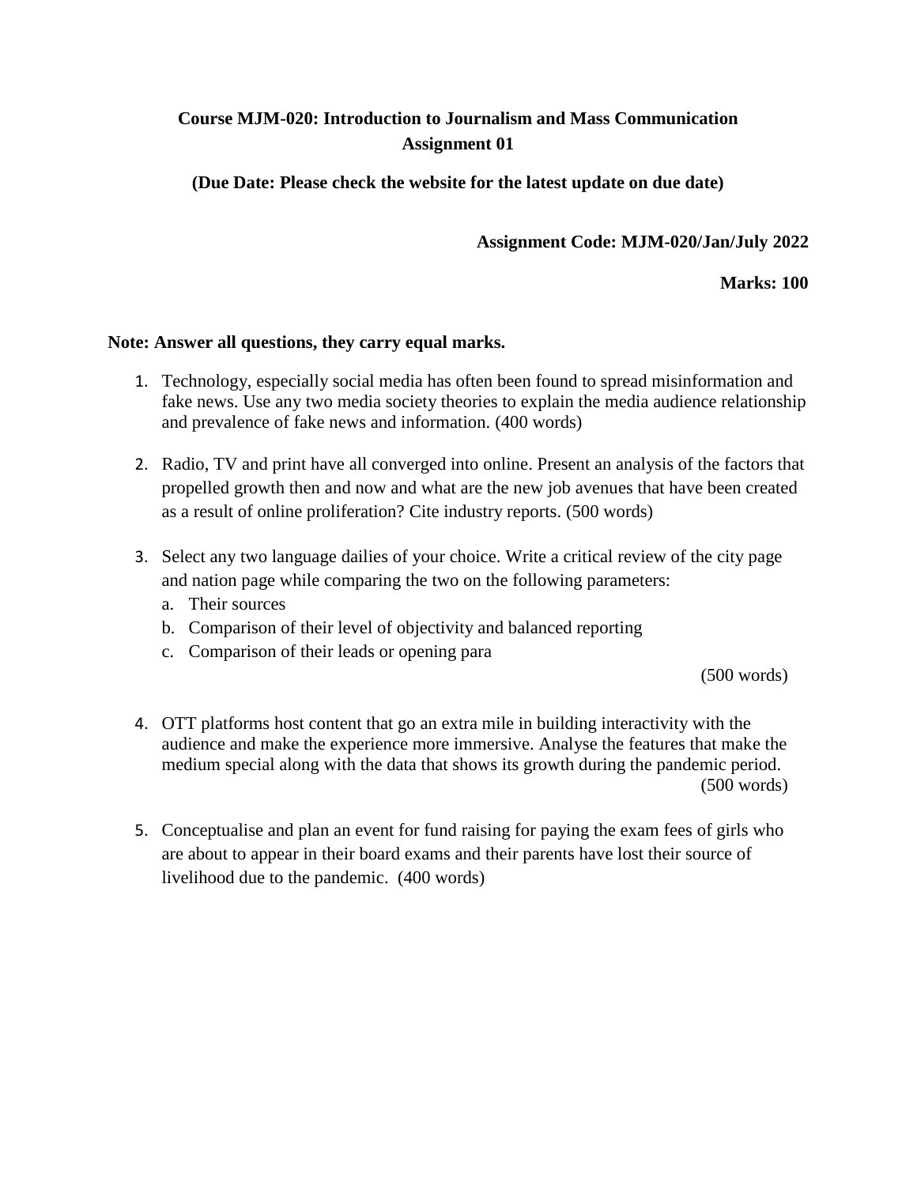**Course MJM-020: Introduction to Journalism and Mass Communication**
**Assignment 01**

**(Due Date: Please check the website for the latest update on due date)**

**Assignment Code: MJM-020/Jan/July 2022**

**Marks: 100**

**Note: Answer all questions, they carry equal marks.**

1. Technology, especially social media has often been found to spread misinformation and fake news. Use any two media society theories to explain the media audience relationship and prevalence of fake news and information. (400 words)

2. Radio, TV and print have all converged into online. Present an analysis of the factors that propelled growth then and now and what are the new job avenues that have been created as a result of online proliferation? Cite industry reports. (500 words)

3. Select any two language dailies of your choice. Write a critical review of the city page and nation page while comparing the two on the following parameters:
   a. Their sources
   b. Comparison of their level of objectivity and balanced reporting
   c. Comparison of their leads or opening para

   (500 words)

4. OTT platforms host content that go an extra mile in building interactivity with the audience and make the experience more immersive. Analyse the features that make the medium special along with the data that shows its growth during the pandemic period. (500 words)

5. Conceptualise and plan an event for fund raising for paying the exam fees of girls who are about to appear in their board exams and their parents have lost their source of livelihood due to the pandemic. (400 words)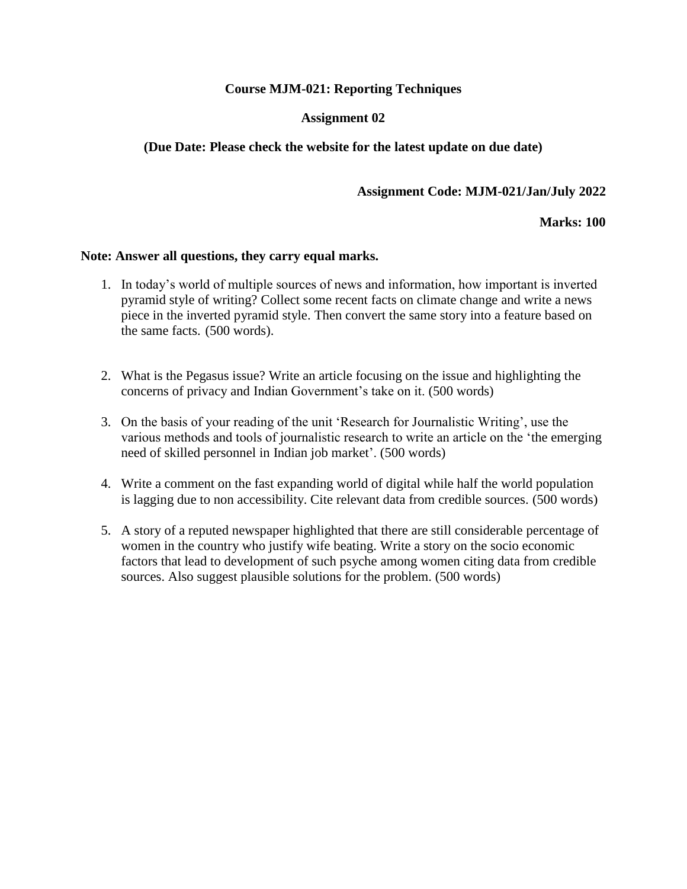**Course MJM-021: Reporting Techniques**

**Assignment 02**

**(Due Date: Please check the website for the latest update on due date)**

**Assignment Code: MJM-021/Jan/July 2022**

**Marks: 100**

**Note: Answer all questions, they carry equal marks.**

1. In today's world of multiple sources of news and information, how important is inverted pyramid style of writing? Collect some recent facts on climate change and write a news piece in the inverted pyramid style. Then convert the same story into a feature based on the same facts. (500 words).

2. What is the Pegasus issue? Write an article focusing on the issue and highlighting the concerns of privacy and Indian Government's take on it. (500 words)

3. On the basis of your reading of the unit 'Research for Journalistic Writing', use the various methods and tools of journalistic research to write an article on the 'the emerging need of skilled personnel in Indian job market'. (500 words)

4. Write a comment on the fast expanding world of digital while half the world population is lagging due to non accessibility. Cite relevant data from credible sources. (500 words)

5. A story of a reputed newspaper highlighted that there are still considerable percentage of women in the country who justify wife beating. Write a story on the socio economic factors that lead to development of such psyche among women citing data from credible sources. Also suggest plausible solutions for the problem. (500 words)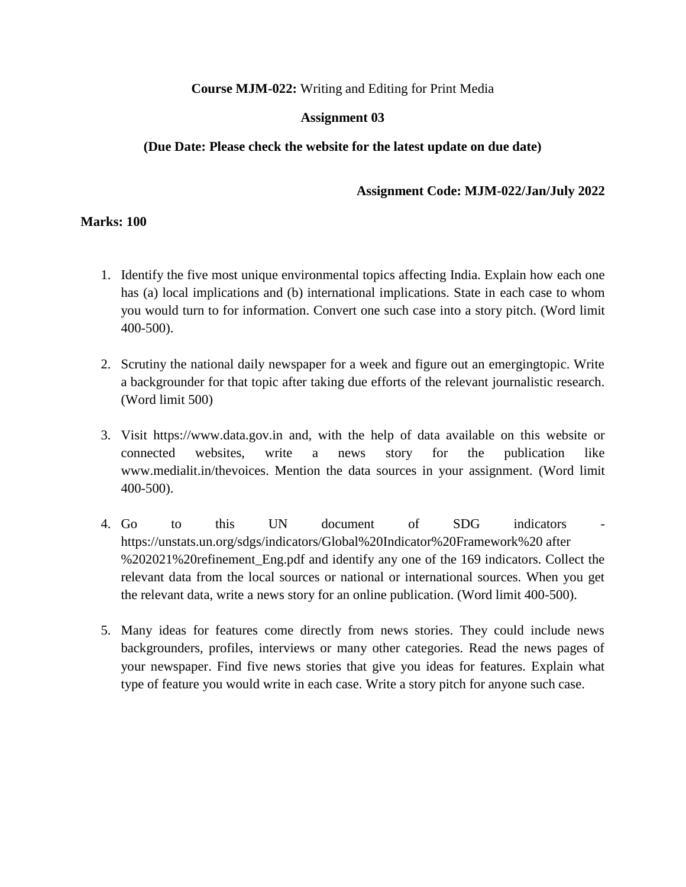**Course MJM-022:** Writing and Editing for Print Media

**Assignment 03**

**(Due Date: Please check the website for the latest update on due date)**

**Assignment Code: MJM-022/Jan/July 2022**

**Marks: 100**

1. Identify the five most unique environmental topics affecting India. Explain how each one has (a) local implications and (b) international implications. State in each case to whom you would turn to for information. Convert one such case into a story pitch. (Word limit 400-500).

2. Scrutiny the national daily newspaper for a week and figure out an emergingtopic. Write a backgrounder for that topic after taking due efforts of the relevant journalistic research. (Word limit 500)

3. Visit https://www.data.gov.in and, with the help of data available on this website or connected websites, write a news story for the publication like www.medialit.in/thevoices. Mention the data sources in your assignment. (Word limit 400-500).

4. Go to this UN document of SDG indicators - https://unstats.un.org/sdgs/indicators/Global%20Indicator%20Framework%20 after %202021%20refinement_Eng.pdf and identify any one of the 169 indicators. Collect the relevant data from the local sources or national or international sources. When you get the relevant data, write a news story for an online publication. (Word limit 400-500).

5. Many ideas for features come directly from news stories. They could include news backgrounders, profiles, interviews or many other categories. Read the news pages of your newspaper. Find five news stories that give you ideas for features. Explain what type of feature you would write in each case. Write a story pitch for anyone such case.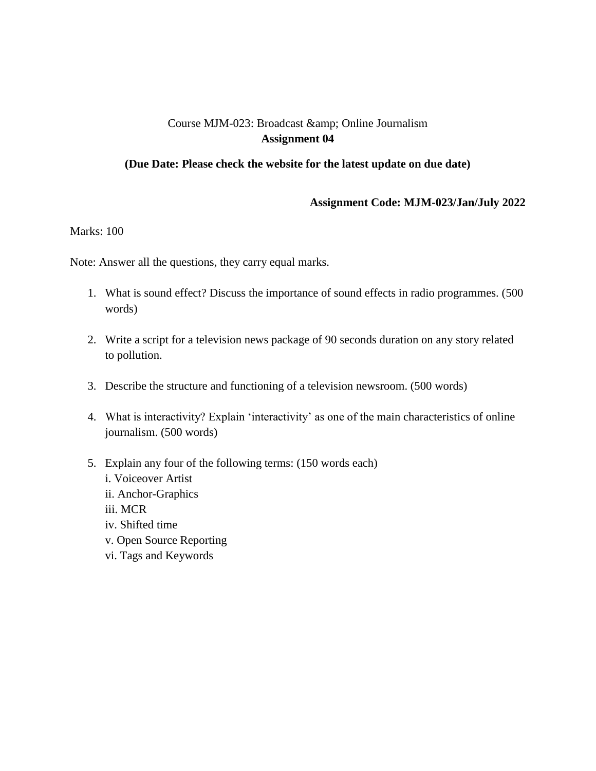Course MJM-023: Broadcast &amp; Online Journalism

**Assignment 04**

**(Due Date: Please check the website for the latest update on due date)**

**Assignment Code: MJM-023/Jan/July 2022**

Marks: 100

Note: Answer all the questions, they carry equal marks.

1. What is sound effect? Discuss the importance of sound effects in radio programmes. (500 words)

2. Write a script for a television news package of 90 seconds duration on any story related to pollution.

3. Describe the structure and functioning of a television newsroom. (500 words)

4. What is interactivity? Explain 'interactivity' as one of the main characteristics of online journalism. (500 words)

5. Explain any four of the following terms: (150 words each)
   i. Voiceover Artist
   ii. Anchor-Graphics
   iii. MCR
   iv. Shifted time
   v. Open Source Reporting
   vi. Tags and Keywords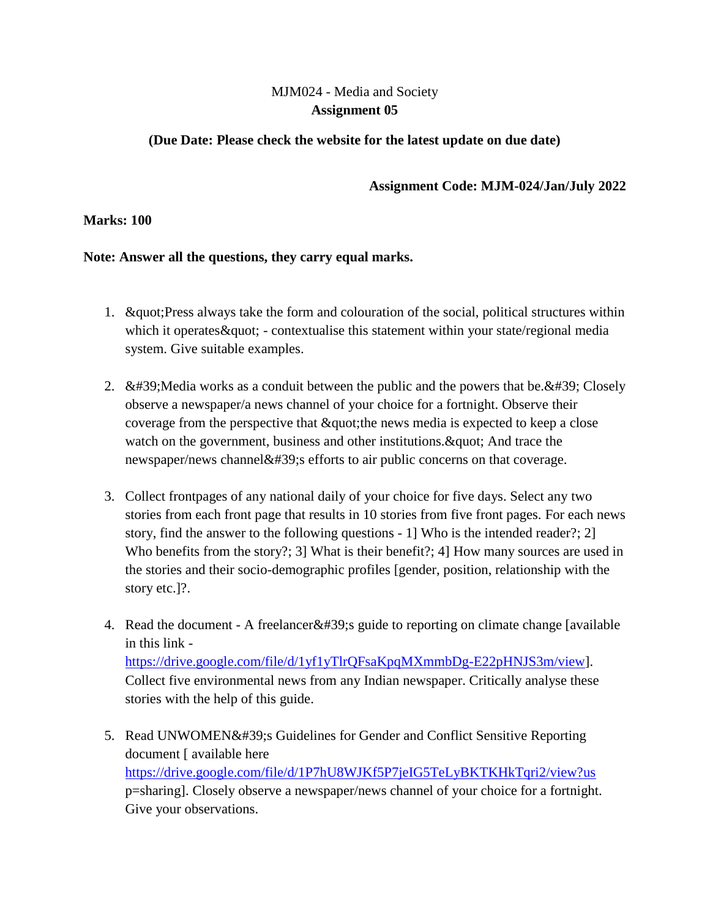MJM024 - Media and Society

**Assignment 05**

**(Due Date: Please check the website for the latest update on due date)**

**Assignment Code: MJM-024/Jan/July 2022**

**Marks: 100**

**Note: Answer all the questions, they carry equal marks.**

1. &quot;Press always take the form and colouration of the social, political structures within which it operates&quot; - contextualise this statement within your state/regional media system. Give suitable examples.

2. &#39;Media works as a conduit between the public and the powers that be.&#39; Closely observe a newspaper/a news channel of your choice for a fortnight. Observe their coverage from the perspective that &quot;the news media is expected to keep a close watch on the government, business and other institutions.&quot; And trace the newspaper/news channel&#39;s efforts to air public concerns on that coverage.

3. Collect frontpages of any national daily of your choice for five days. Select any two stories from each front page that results in 10 stories from five front pages. For each news story, find the answer to the following questions - 1] Who is the intended reader?; 2] Who benefits from the story?; 3] What is their benefit?; 4] How many sources are used in the stories and their socio-demographic profiles [gender, position, relationship with the story etc.]?.

4. Read the document - A freelancer&#39;s guide to reporting on climate change [available in this link - https://drive.google.com/file/d/1yf1yTlrQFsaKpqMXmmbDg-E22pHNJS3m/view]. Collect five environmental news from any Indian newspaper. Critically analyse these stories with the help of this guide.

5. Read UNWOMEN&#39;s Guidelines for Gender and Conflict Sensitive Reporting document [ available here https://drive.google.com/file/d/1P7hU8WJKf5P7jeIG5TeLyBKTKHkTqri2/view?usp=sharing]. Closely observe a newspaper/news channel of your choice for a fortnight. Give your observations.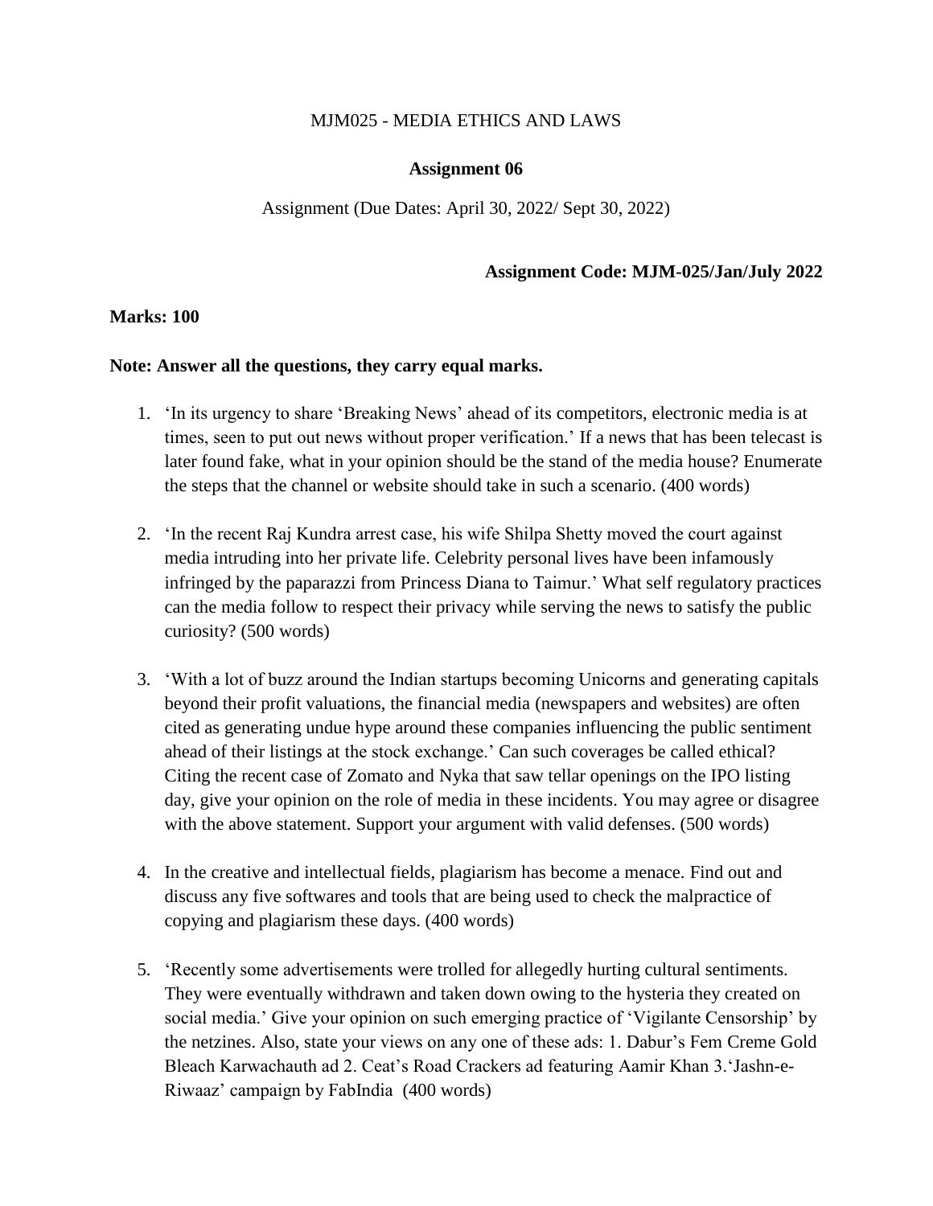MJM025 - MEDIA ETHICS AND LAWS

**Assignment 06**

Assignment (Due Dates: April 30, 2022/ Sept 30, 2022)

**Assignment Code: MJM-025/Jan/July 2022**

**Marks: 100**

**Note: Answer all the questions, they carry equal marks.**

1. 'In its urgency to share 'Breaking News' ahead of its competitors, electronic media is at times, seen to put out news without proper verification.' If a news that has been telecast is later found fake, what in your opinion should be the stand of the media house? Enumerate the steps that the channel or website should take in such a scenario. (400 words)

2. 'In the recent Raj Kundra arrest case, his wife Shilpa Shetty moved the court against media intruding into her private life. Celebrity personal lives have been infamously infringed by the paparazzi from Princess Diana to Taimur.' What self regulatory practices can the media follow to respect their privacy while serving the news to satisfy the public curiosity? (500 words)

3. 'With a lot of buzz around the Indian startups becoming Unicorns and generating capitals beyond their profit valuations, the financial media (newspapers and websites) are often cited as generating undue hype around these companies influencing the public sentiment ahead of their listings at the stock exchange.' Can such coverages be called ethical? Citing the recent case of Zomato and Nyka that saw tellar openings on the IPO listing day, give your opinion on the role of media in these incidents. You may agree or disagree with the above statement. Support your argument with valid defenses. (500 words)

4. In the creative and intellectual fields, plagiarism has become a menace. Find out and discuss any five softwares and tools that are being used to check the malpractice of copying and plagiarism these days. (400 words)

5. 'Recently some advertisements were trolled for allegedly hurting cultural sentiments. They were eventually withdrawn and taken down owing to the hysteria they created on social media.' Give your opinion on such emerging practice of 'Vigilante Censorship' by the netzines. Also, state your views on any one of these ads: 1. Dabur's Fem Creme Gold Bleach Karwachauth ad 2. Ceat's Road Crackers ad featuring Aamir Khan 3.'Jashn-e-Riwaaz' campaign by FabIndia (400 words)